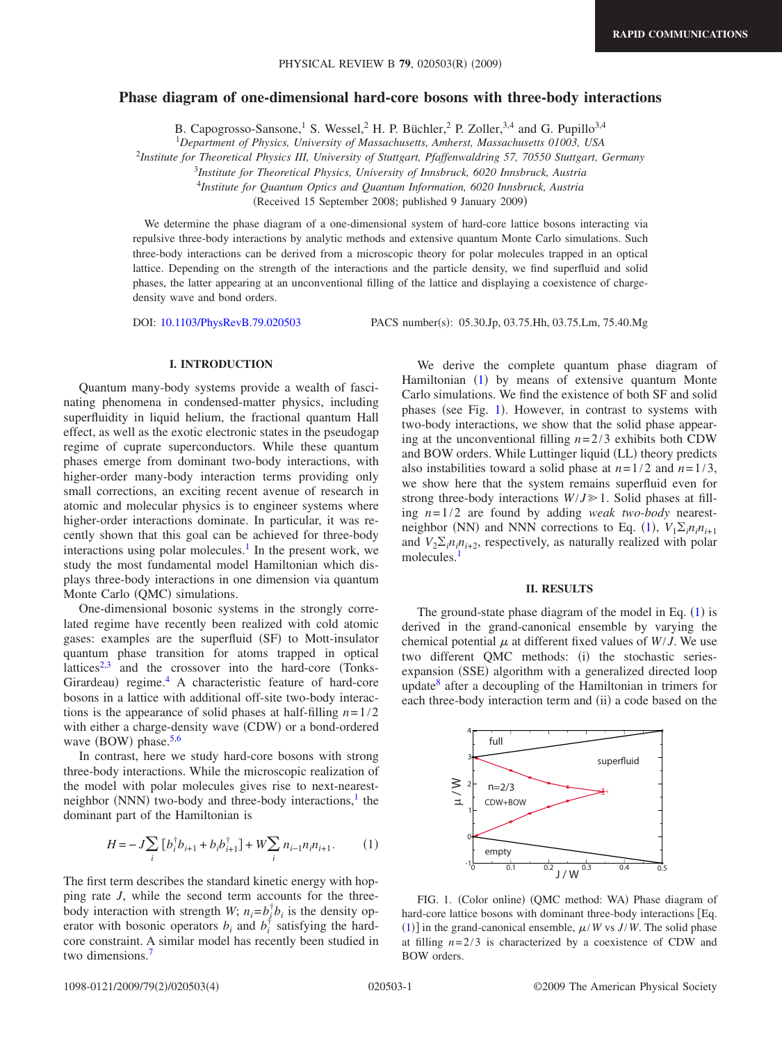# Phase diagram of one-dimensional hard-core bosons with three-body interactions

B. Capogrosso-Sansone,[1] S. Wessel,[2] H. P. Büchler,[2] P. Zoller,[3,4] and G. Pupillo[3,4]

[1]*Department of Physics, University of Massachusetts, Amherst, Massachusetts 01003, USA*
[2]*Institute for Theoretical Physics III, University of Stuttgart, Pfaffenwaldring 57, 70550 Stuttgart, Germany*
[3]*Institute for Theoretical Physics, University of Innsbruck, 6020 Innsbruck, Austria*
[4]*Institute for Quantum Optics and Quantum Information, 6020 Innsbruck, Austria*

(Received 15 September 2008; published 9 January 2009)

We determine the phase diagram of a one-dimensional system of hard-core lattice bosons interacting via repulsive three-body interactions by analytic methods and extensive quantum Monte Carlo simulations. Such three-body interactions can be derived from a microscopic theory for polar molecules trapped in an optical lattice. Depending on the strength of the interactions and the particle density, we find superfluid and solid phases, the latter appearing at an unconventional filling of the lattice and displaying a coexistence of charge-density wave and bond orders.

DOI: 10.1103/PhysRevB.79.020503    PACS number(s): 05.30.Jp, 03.75.Hh, 03.75.Lm, 75.40.Mg

## I. INTRODUCTION

Quantum many-body systems provide a wealth of fascinating phenomena in condensed-matter physics, including superfluidity in liquid helium, the fractional quantum Hall effect, as well as the exotic electronic states in the pseudogap regime of cuprate superconductors. While these quantum phases emerge from dominant two-body interactions, with higher-order many-body interaction terms providing only small corrections, an exciting recent avenue of research in atomic and molecular physics is to engineer systems where higher-order interactions dominate. In particular, it was recently shown that this goal can be achieved for three-body interactions using polar molecules.[1] In the present work, we study the most fundamental model Hamiltonian which displays three-body interactions in one dimension via quantum Monte Carlo (QMC) simulations.

One-dimensional bosonic systems in the strongly correlated regime have recently been realized with cold atomic gases: examples are the superfluid (SF) to Mott-insulator quantum phase transition for atoms trapped in optical lattices[2,3] and the crossover into the hard-core (Tonks-Girardeau) regime.[4] A characteristic feature of hard-core bosons in a lattice with additional off-site two-body interactions is the appearance of solid phases at half-filling $n=1/2$ with either a charge-density wave (CDW) or a bond-ordered wave (BOW) phase.[5,6]

In contrast, here we study hard-core bosons with strong three-body interactions. While the microscopic realization of the model with polar molecules gives rise to next-nearest-neighbor (NNN) two-body and three-body interactions,[1] the dominant part of the Hamiltonian is

$$H = -J\sum_i [b_i^\dagger b_{i+1} + b_i b_{i+1}^\dagger] + W\sum_i n_{i-1}n_i n_{i+1}. \qquad (1)$$

The first term describes the standard kinetic energy with hopping rate $J$, while the second term accounts for the three-body interaction with strength $W$; $n_i = b_i^\dagger b_i$ is the density operator with bosonic operators $b_i$ and $b_i^\dagger$ satisfying the hard-core constraint. A similar model has recently been studied in two dimensions.[7]

We derive the complete quantum phase diagram of Hamiltonian (1) by means of extensive quantum Monte Carlo simulations. We find the existence of both SF and solid phases (see Fig. 1). However, in contrast to systems with two-body interactions, we show that the solid phase appearing at the unconventional filling $n=2/3$ exhibits both CDW and BOW orders. While Luttinger liquid (LL) theory predicts also instabilities toward a solid phase at $n=1/2$ and $n=1/3$, we show here that the system remains superfluid even for strong three-body interactions $W/J \gg 1$. Solid phases at filling $n=1/2$ are found by adding *weak two-body* nearest-neighbor (NN) and NNN corrections to Eq. (1), $V_1\sum_i n_i n_{i+1}$ and $V_2\sum_i n_i n_{i+2}$, respectively, as naturally realized with polar molecules.[1]

## II. RESULTS

The ground-state phase diagram of the model in Eq. (1) is derived in the grand-canonical ensemble by varying the chemical potential $\mu$ at different fixed values of $W/J$. We use two different QMC methods: (i) the stochastic series-expansion (SSE) algorithm with a generalized directed loop update[8] after a decoupling of the Hamiltonian in trimers for each three-body interaction term and (ii) a code based on the

FIG. 1. (Color online) (QMC method: WA) Phase diagram of hard-core lattice bosons with dominant three-body interactions [Eq. (1)] in the grand-canonical ensemble, $\mu/W$ vs $J/W$. The solid phase at filling $n=2/3$ is characterized by a coexistence of CDW and BOW orders.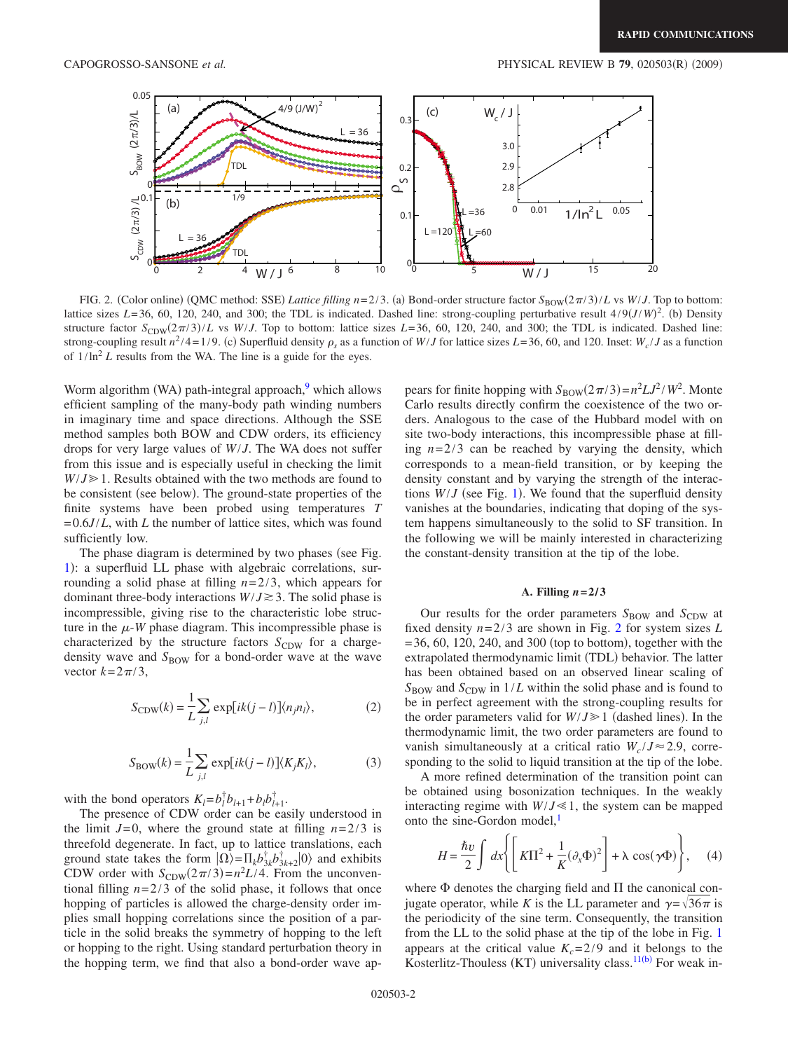FIG. 2. (Color online) (QMC method: SSE) *Lattice filling* $n=2/3$. (a) Bond-order structure factor $S_{\mathrm{BOW}}(2\pi/3)/L$ vs $W/J$. Top to bottom: lattice sizes $L=36$, 60, 120, 240, and 300; the TDL is indicated. Dashed line: strong-coupling perturbative result $4/9(J/W)^2$. (b) Density structure factor $S_{\mathrm{CDW}}(2\pi/3)/L$ vs $W/J$. Top to bottom: lattice sizes $L=36$, 60, 120, 240, and 300; the TDL is indicated. Dashed line: strong-coupling result $n^2/4=1/9$. (c) Superfluid density $\rho_s$ as a function of $W/J$ for lattice sizes $L=36$, 60, and 120. Inset: $W_c/J$ as a function of $1/\ln^2 L$ results from the WA. The line is a guide for the eyes.

Worm algorithm (WA) path-integral approach,[9] which allows efficient sampling of the many-body path winding numbers in imaginary time and space directions. Although the SSE method samples both BOW and CDW orders, its efficiency drops for very large values of $W/J$. The WA does not suffer from this issue and is especially useful in checking the limit $W/J \gg 1$. Results obtained with the two methods are found to be consistent (see below). The ground-state properties of the finite systems have been probed using temperatures $T=0.6J/L$, with $L$ the number of lattice sites, which was found sufficiently low.

The phase diagram is determined by two phases (see Fig. 1): a superfluid LL phase with algebraic correlations, surrounding a solid phase at filling $n=2/3$, which appears for dominant three-body interactions $W/J \gtrsim 3$. The solid phase is incompressible, giving rise to the characteristic lobe structure in the $\mu$-$W$ phase diagram. This incompressible phase is characterized by the structure factors $S_{\mathrm{CDW}}$ for a charge-density wave and $S_{\mathrm{BOW}}$ for a bond-order wave at the wave vector $k=2\pi/3$,

$$S_{\mathrm{CDW}}(k)=\frac{1}{L}\sum_{j,l}\exp[ik(j-l)]\langle n_j n_l\rangle, \tag{2}$$

$$S_{\mathrm{BOW}}(k)=\frac{1}{L}\sum_{j,l}\exp[ik(j-l)]\langle K_j K_l\rangle, \tag{3}$$

with the bond operators $K_l=b_l^{\dagger}b_{l+1}+b_l b_{l+1}^{\dagger}$.

The presence of CDW order can be easily understood in the limit $J=0$, where the ground state at filling $n=2/3$ is threefold degenerate. In fact, up to lattice translations, each ground state takes the form $|\Omega\rangle=\Pi_k b_{3k}^{\dagger}b_{3k+2}^{\dagger}|0\rangle$ and exhibits CDW order with $S_{\mathrm{CDW}}(2\pi/3)=n^2L/4$. From the unconventional filling $n=2/3$ of the solid phase, it follows that once hopping of particles is allowed the charge-density order implies small hopping correlations since the position of a particle in the solid breaks the symmetry of hopping to the left or hopping to the right. Using standard perturbation theory in the hopping term, we find that also a bond-order wave appears for finite hopping with $S_{\mathrm{BOW}}(2\pi/3)=n^2LJ^2/W^2$. Monte Carlo results directly confirm the coexistence of the two orders. Analogous to the case of the Hubbard model with on site two-body interactions, this incompressible phase at filling $n=2/3$ can be reached by varying the density, which corresponds to a mean-field transition, or by keeping the density constant and by varying the strength of the interactions $W/J$ (see Fig. 1). We found that the superfluid density vanishes at the boundaries, indicating that doping of the system happens simultaneously to the solid to SF transition. In the following we will be mainly interested in characterizing the constant-density transition at the tip of the lobe.

### A. Filling $n=2/3$

Our results for the order parameters $S_{\mathrm{BOW}}$ and $S_{\mathrm{CDW}}$ at fixed density $n=2/3$ are shown in Fig. 2 for system sizes $L=36$, 60, 120, 240, and 300 (top to bottom), together with the extrapolated thermodynamic limit (TDL) behavior. The latter has been obtained based on an observed linear scaling of $S_{\mathrm{BOW}}$ and $S_{\mathrm{CDW}}$ in $1/L$ within the solid phase and is found to be in perfect agreement with the strong-coupling results for the order parameters valid for $W/J \gg 1$ (dashed lines). In the thermodynamic limit, the two order parameters are found to vanish simultaneously at a critical ratio $W_c/J \approx 2.9$, corresponding to the solid to liquid transition at the tip of the lobe.

A more refined determination of the transition point can be obtained using bosonization techniques. In the weakly interacting regime with $W/J \ll 1$, the system can be mapped onto the sine-Gordon model,[1]

$$H=\frac{\hbar v}{2}\int dx\left\{\left[K\Pi^2+\frac{1}{K}(\partial_x\Phi)^2\right]+\lambda\cos(\gamma\Phi)\right\}, \tag{4}$$

where $\Phi$ denotes the charging field and $\Pi$ the canonical conjugate operator, while $K$ is the LL parameter and $\gamma=\sqrt{36\pi}$ is the periodicity of the sine term. Consequently, the transition from the LL to the solid phase at the tip of the lobe in Fig. 1 appears at the critical value $K_c=2/9$ and it belongs to the Kosterlitz-Thouless (KT) universality class.[11(b)] For weak in-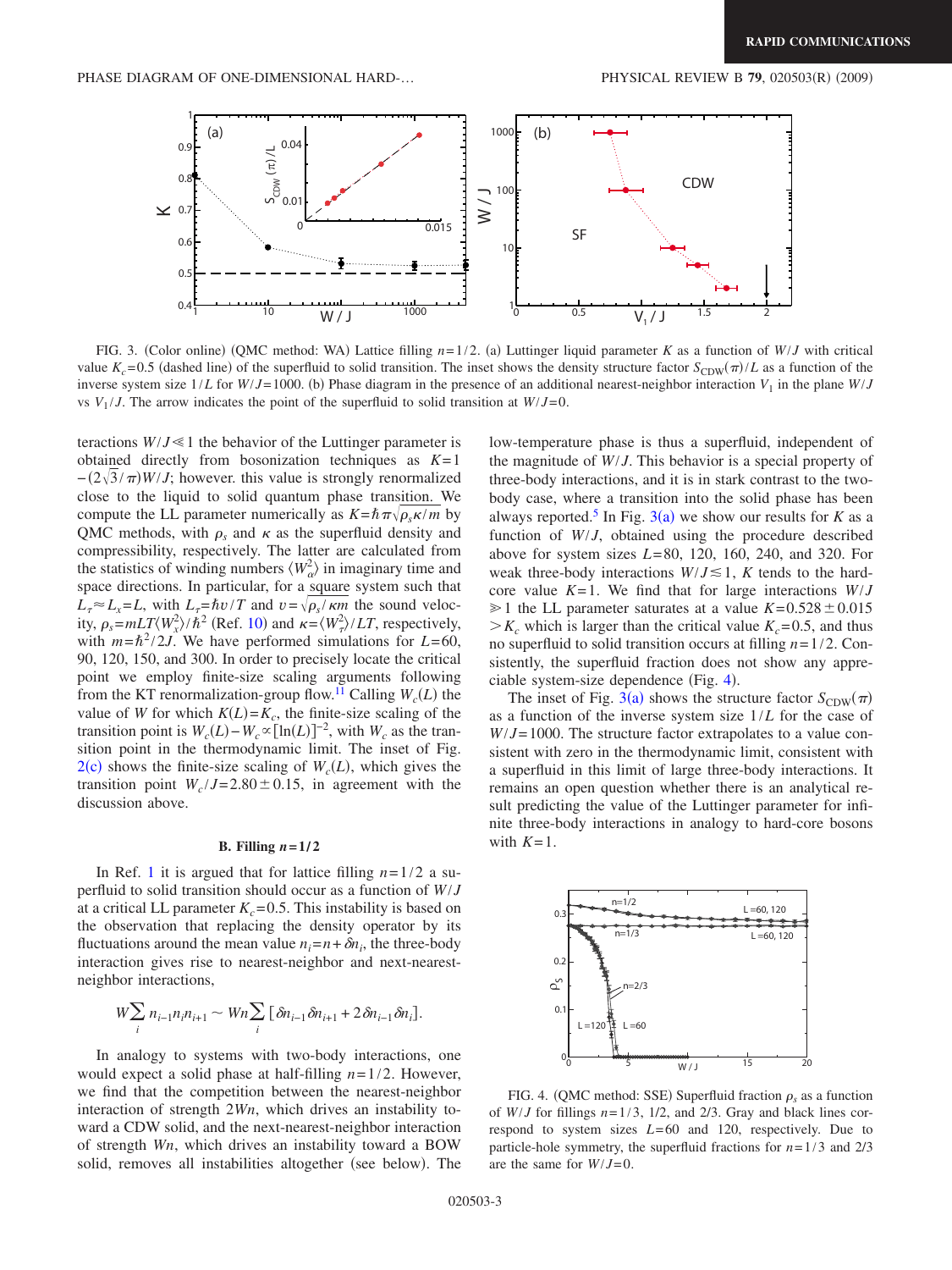FIG. 3. (Color online) (QMC method: WA) Lattice filling $n=1/2$. (a) Luttinger liquid parameter $K$ as a function of $W/J$ with critical value $K_c=0.5$ (dashed line) of the superfluid to solid transition. The inset shows the density structure factor $S_{\text{CDW}}(\pi)/L$ as a function of the inverse system size $1/L$ for $W/J=1000$. (b) Phase diagram in the presence of an additional nearest-neighbor interaction $V_1$ in the plane $W/J$ vs $V_1/J$. The arrow indicates the point of the superfluid to solid transition at $W/J=0$.

teractions $W/J \ll 1$ the behavior of the Luttinger parameter is obtained directly from bosonization techniques as $K=1-(2\sqrt{3}/\pi)W/J$; however. this value is strongly renormalized close to the liquid to solid quantum phase transition. We compute the LL parameter numerically as $K=\hbar\pi\sqrt{\rho_s \kappa/m}$ by QMC methods, with $\rho_s$ and $\kappa$ as the superfluid density and compressibility, respectively. The latter are calculated from the statistics of winding numbers $\langle W_\alpha^2 \rangle$ in imaginary time and space directions. In particular, for a square system such that $L_\tau \approx L_x = L$, with $L_\tau = \hbar v/T$ and $v=\sqrt{\rho_s/\kappa m}$ the sound velocity, $\rho_s = mLT\langle W_x^2\rangle/\hbar^2$ (Ref. [10]) and $\kappa = \langle W_\tau^2 \rangle / LT$, respectively, with $m=\hbar^2/2J$. We have performed simulations for $L=60$, 90, 120, 150, and 300. In order to precisely locate the critical point we employ finite-size scaling arguments following from the KT renormalization-group flow.[11] Calling $W_c(L)$ the value of $W$ for which $K(L)=K_c$, the finite-size scaling of the transition point is $W_c(L)-W_c \propto [\ln(L)]^{-2}$, with $W_c$ as the transition point in the thermodynamic limit. The inset of Fig. 2(c) shows the finite-size scaling of $W_c(L)$, which gives the transition point $W_c/J=2.80\pm 0.15$, in agreement with the discussion above.

### B. Filling $n=1/2$

In Ref. [1] it is argued that for lattice filling $n=1/2$ a superfluid to solid transition should occur as a function of $W/J$ at a critical LL parameter $K_c=0.5$. This instability is based on the observation that replacing the density operator by its fluctuations around the mean value $n_i = n + \delta n_i$, the three-body interaction gives rise to nearest-neighbor and next-nearest-neighbor interactions,

$$W\sum_i n_{i-1}n_i n_{i+1} \sim Wn\sum_i [\delta n_{i-1}\delta n_{i+1} + 2\delta n_{i-1}\delta n_i].$$

In analogy to systems with two-body interactions, one would expect a solid phase at half-filling $n=1/2$. However, we find that the competition between the nearest-neighbor interaction of strength $2Wn$, which drives an instability toward a CDW solid, and the next-nearest-neighbor interaction of strength $Wn$, which drives an instability toward a BOW solid, removes all instabilities altogether (see below). The low-temperature phase is thus a superfluid, independent of the magnitude of $W/J$. This behavior is a special property of three-body interactions, and it is in stark contrast to the two-body case, where a transition into the solid phase has been always reported.[5] In Fig. 3(a) we show our results for $K$ as a function of $W/J$, obtained using the procedure described above for system sizes $L=80$, 120, 160, 240, and 320. For weak three-body interactions $W/J \lesssim 1$, $K$ tends to the hard-core value $K=1$. We find that for large interactions $W/J \gg 1$ the LL parameter saturates at a value $K=0.528\pm 0.015 > K_c$ which is larger than the critical value $K_c=0.5$, and thus no superfluid to solid transition occurs at filling $n=1/2$. Consistently, the superfluid fraction does not show any appreciable system-size dependence (Fig. 4).

The inset of Fig. 3(a) shows the structure factor $S_{\text{CDW}}(\pi)$ as a function of the inverse system size $1/L$ for the case of $W/J=1000$. The structure factor extrapolates to a value consistent with zero in the thermodynamic limit, consistent with a superfluid in this limit of large three-body interactions. It remains an open question whether there is an analytical result predicting the value of the Luttinger parameter for infinite three-body interactions in analogy to hard-core bosons with $K=1$.

FIG. 4. (QMC method: SSE) Superfluid fraction $\rho_s$ as a function of $W/J$ for fillings $n=1/3$, 1/2, and 2/3. Gray and black lines correspond to system sizes $L=60$ and 120, respectively. Due to particle-hole symmetry, the superfluid fractions for $n=1/3$ and 2/3 are the same for $W/J=0$.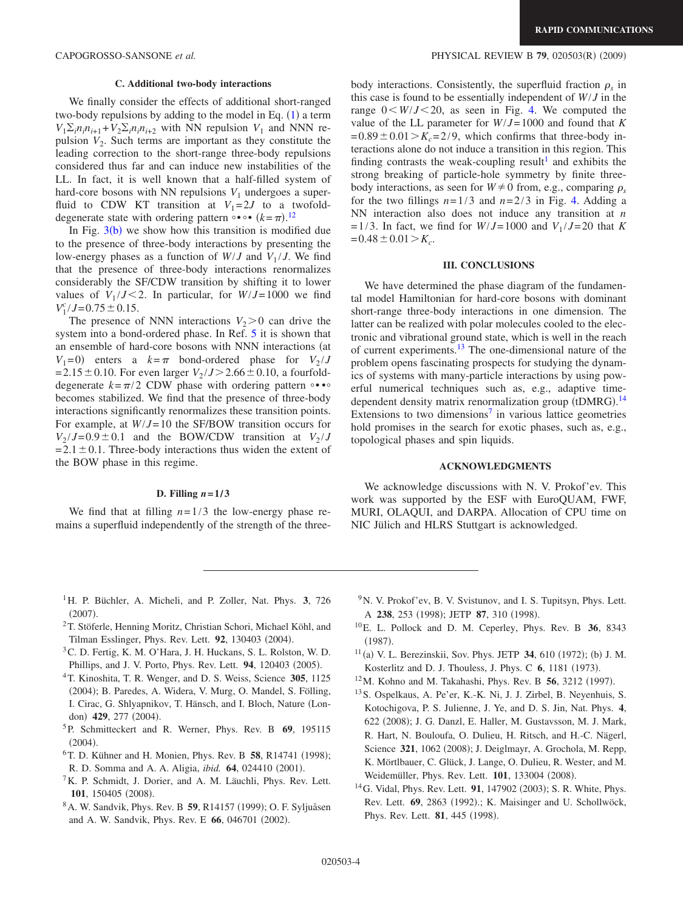### C. Additional two-body interactions

We finally consider the effects of additional short-ranged two-body repulsions by adding to the model in Eq. (1) a term $V_1\Sigma_i n_i n_{i+1} + V_2\Sigma_i n_i n_{i+2}$ with NN repulsion $V_1$ and NNN repulsion $V_2$. Such terms are important as they constitute the leading correction to the short-range three-body repulsions considered thus far and can induce new instabilities of the LL. In fact, it is well known that a half-filled system of hard-core bosons with NN repulsions $V_1$ undergoes a superfluid to CDW KT transition at $V_1=2J$ to a twofold-degenerate state with ordering pattern ∘•∘• $(k=\pi)$.[12]

In Fig. 3(b) we show how this transition is modified due to the presence of three-body interactions by presenting the low-energy phases as a function of $W/J$ and $V_1/J$. We find that the presence of three-body interactions renormalizes considerably the SF/CDW transition by shifting it to lower values of $V_1/J<2$. In particular, for $W/J=1000$ we find $V_1^c/J=0.75\pm0.15$.

The presence of NNN interactions $V_2>0$ can drive the system into a bond-ordered phase. In Ref. 5 it is shown that an ensemble of hard-core bosons with NNN interactions (at $V_1=0$) enters a $k=\pi$ bond-ordered phase for $V_2/J=2.15\pm0.10$. For even larger $V_2/J>2.66\pm0.10$, a fourfold-degenerate $k=\pi/2$ CDW phase with ordering pattern ∘••∘ becomes stabilized. We find that the presence of three-body interactions significantly renormalizes these transition points. For example, at $W/J=10$ the SF/BOW transition occurs for $V_2/J=0.9\pm0.1$ and the BOW/CDW transition at $V_2/J=2.1\pm0.1$. Three-body interactions thus widen the extent of the BOW phase in this regime.

### D. Filling $n=1/3$

We find that at filling $n=1/3$ the low-energy phase remains a superfluid independently of the strength of the three-body interactions. Consistently, the superfluid fraction $\rho_s$ in this case is found to be essentially independent of $W/J$ in the range $0<W/J<20$, as seen in Fig. 4. We computed the value of the LL parameter for $W/J=1000$ and found that $K=0.89\pm0.01>K_c=2/9$, which confirms that three-body interactions alone do not induce a transition in this region. This finding contrasts the weak-coupling result[1] and exhibits the strong breaking of particle-hole symmetry by finite three-body interactions, as seen for $W\neq0$ from, e.g., comparing $\rho_s$ for the two fillings $n=1/3$ and $n=2/3$ in Fig. 4. Adding a NN interaction also does not induce any transition at $n=1/3$. In fact, we find for $W/J=1000$ and $V_1/J=20$ that $K=0.48\pm0.01>K_c$.

## III. CONCLUSIONS

We have determined the phase diagram of the fundamental model Hamiltonian for hard-core bosons with dominant short-range three-body interactions in one dimension. The latter can be realized with polar molecules cooled to the electronic and vibrational ground state, which is well in the reach of current experiments.[13] The one-dimensional nature of the problem opens fascinating prospects for studying the dynamics of systems with many-particle interactions by using powerful numerical techniques such as, e.g., adaptive time-dependent density matrix renormalization group (tDMRG).[14] Extensions to two dimensions[7] in various lattice geometries hold promises in the search for exotic phases, such as, e.g., topological phases and spin liquids.

## ACKNOWLEDGMENTS

We acknowledge discussions with N. V. Prokof'ev. This work was supported by the ESF with EuroQUAM, FWF, MURI, OLAQUI, and DARPA. Allocation of CPU time on NIC Jülich and HLRS Stuttgart is acknowledged.

---

[1] H. P. Büchler, A. Micheli, and P. Zoller, Nat. Phys. **3**, 726 (2007).

[2] T. Stöferle, Henning Moritz, Christian Schori, Michael Köhl, and Tilman Esslinger, Phys. Rev. Lett. **92**, 130403 (2004).

[3] C. D. Fertig, K. M. O'Hara, J. H. Huckans, S. L. Rolston, W. D. Phillips, and J. V. Porto, Phys. Rev. Lett. **94**, 120403 (2005).

[4] T. Kinoshita, T. R. Wenger, and D. S. Weiss, Science **305**, 1125 (2004); B. Paredes, A. Widera, V. Murg, O. Mandel, S. Fölling, I. Cirac, G. Shlyapnikov, T. Hänsch, and I. Bloch, Nature (London) **429**, 277 (2004).

[5] P. Schmitteckert and R. Werner, Phys. Rev. B **69**, 195115 (2004).

[6] T. D. Kühner and H. Monien, Phys. Rev. B **58**, R14741 (1998); R. D. Somma and A. A. Aligia, *ibid.* **64**, 024410 (2001).

[7] K. P. Schmidt, J. Dorier, and A. M. Läuchli, Phys. Rev. Lett. **101**, 150405 (2008).

[8] A. W. Sandvik, Phys. Rev. B **59**, R14157 (1999); O. F. Syljuåsen and A. W. Sandvik, Phys. Rev. E **66**, 046701 (2002).

[9] N. V. Prokof'ev, B. V. Svistunov, and I. S. Tupitsyn, Phys. Lett. A **238**, 253 (1998); JETP **87**, 310 (1998).

[10] E. L. Pollock and D. M. Ceperley, Phys. Rev. B **36**, 8343 (1987).

[11] (a) V. L. Berezinskii, Sov. Phys. JETP **34**, 610 (1972); (b) J. M. Kosterlitz and D. J. Thouless, J. Phys. C **6**, 1181 (1973).

[12] M. Kohno and M. Takahashi, Phys. Rev. B **56**, 3212 (1997).

[13] S. Ospelkaus, A. Pe'er, K.-K. Ni, J. J. Zirbel, B. Neyenhuis, S. Kotochigova, P. S. Julienne, J. Ye, and D. S. Jin, Nat. Phys. **4**, 622 (2008); J. G. Danzl, E. Haller, M. Gustavsson, M. J. Mark, R. Hart, N. Bouloufa, O. Dulieu, H. Ritsch, and H.-C. Nägerl, Science **321**, 1062 (2008); J. Deiglmayr, A. Grochola, M. Repp, K. Mörtlbauer, C. Glück, J. Lange, O. Dulieu, R. Wester, and M. Weidemüller, Phys. Rev. Lett. **101**, 133004 (2008).

[14] G. Vidal, Phys. Rev. Lett. **91**, 147902 (2003); S. R. White, Phys. Rev. Lett. **69**, 2863 (1992).; K. Maisinger and U. Schollwöck, Phys. Rev. Lett. **81**, 445 (1998).